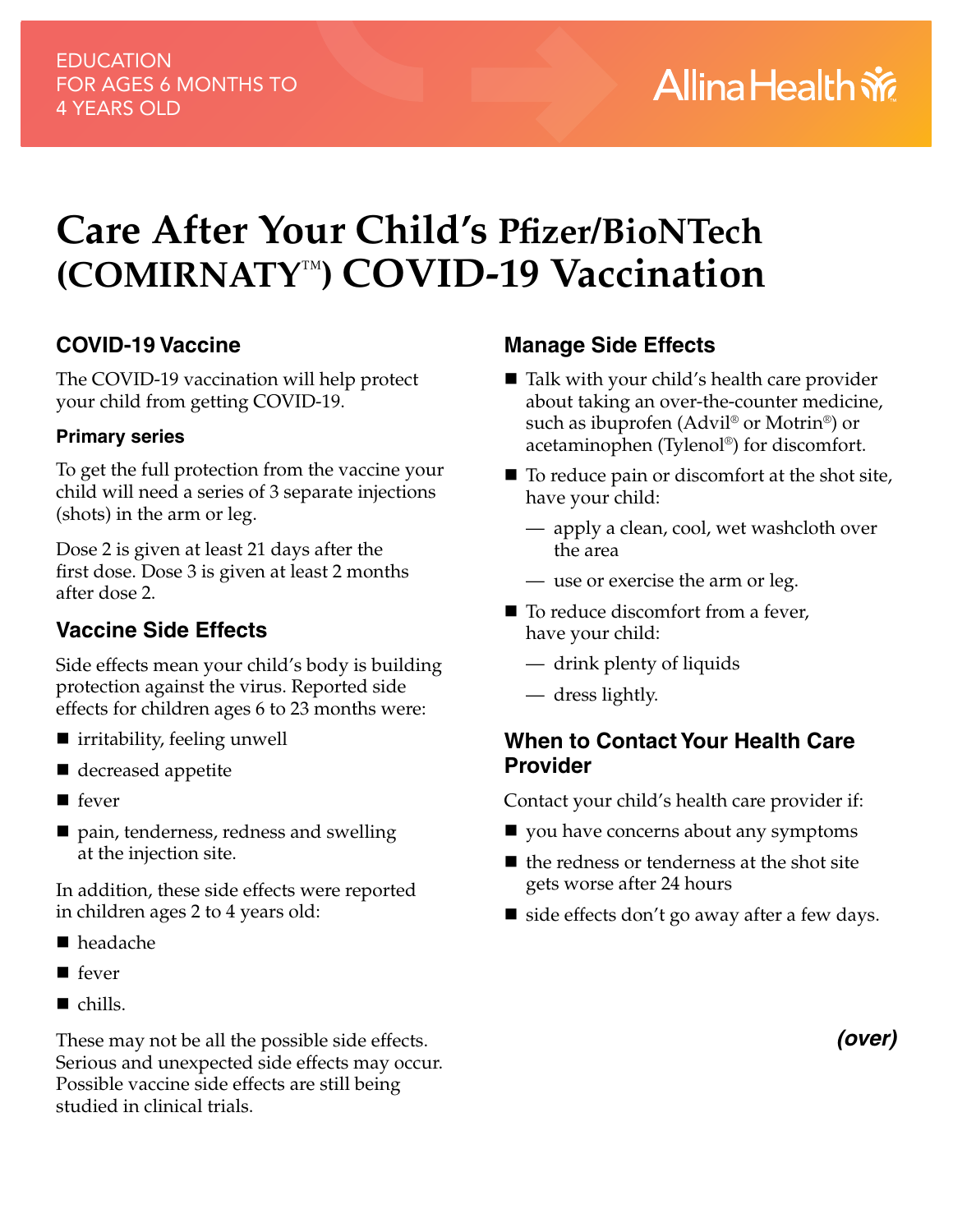EDUCATION
FOR AGES 6 MONTHS TO
4 YEARS OLD

Allina Health

# Care After Your Child's Pfizer/BioNTech (COMIRNATY™) COVID-19 Vaccination

## COVID-19 Vaccine

The COVID-19 vaccination will help protect your child from getting COVID-19.

### Primary series

To get the full protection from the vaccine your child will need a series of 3 separate injections (shots) in the arm or leg.

Dose 2 is given at least 21 days after the first dose. Dose 3 is given at least 2 months after dose 2.

## Vaccine Side Effects

Side effects mean your child's body is building protection against the virus. Reported side effects for children ages 6 to 23 months were:

- irritability, feeling unwell
- decreased appetite
- fever
- pain, tenderness, redness and swelling at the injection site.

In addition, these side effects were reported in children ages 2 to 4 years old:

- headache
- fever
- chills.

These may not be all the possible side effects. Serious and unexpected side effects may occur. Possible vaccine side effects are still being studied in clinical trials.

## Manage Side Effects

- Talk with your child's health care provider about taking an over-the-counter medicine, such as ibuprofen (Advil® or Motrin®) or acetaminophen (Tylenol®) for discomfort.
- To reduce pain or discomfort at the shot site, have your child:
  - apply a clean, cool, wet washcloth over the area
  - use or exercise the arm or leg.
- To reduce discomfort from a fever, have your child:
  - drink plenty of liquids
  - dress lightly.

## When to Contact Your Health Care Provider

Contact your child's health care provider if:

- you have concerns about any symptoms
- the redness or tenderness at the shot site gets worse after 24 hours
- side effects don't go away after a few days.

***(over)***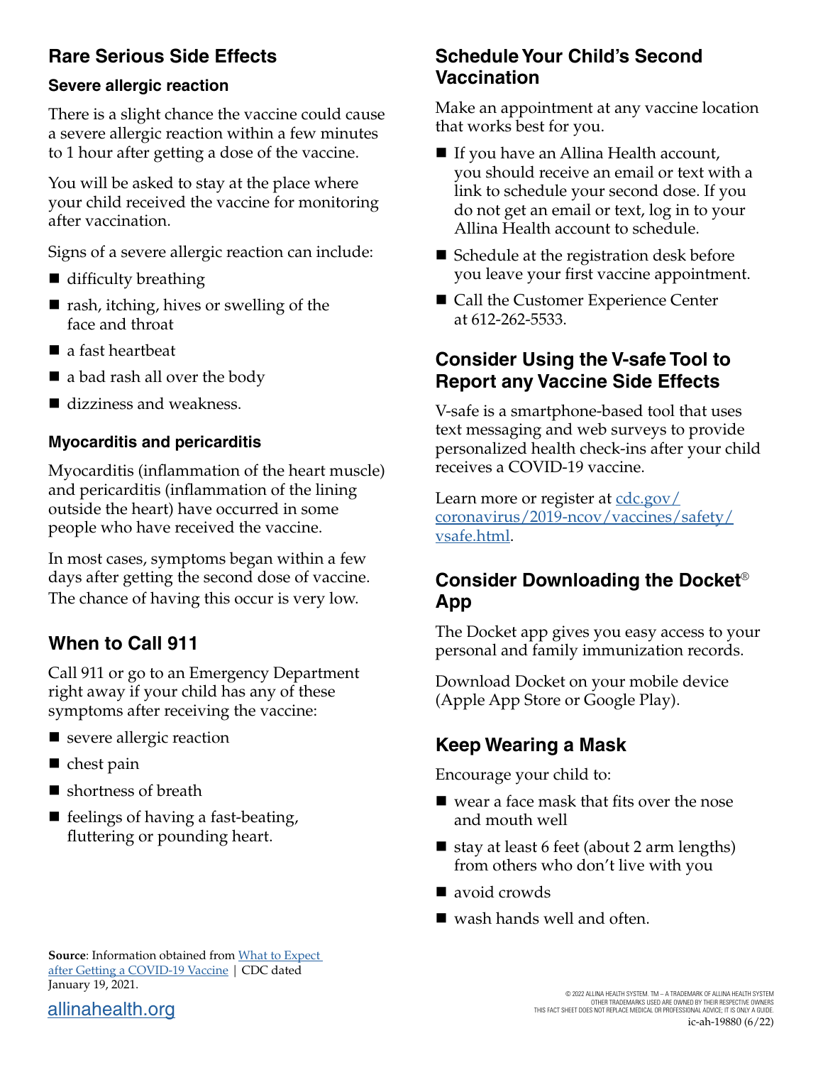## Rare Serious Side Effects

### Severe allergic reaction

There is a slight chance the vaccine could cause a severe allergic reaction within a few minutes to 1 hour after getting a dose of the vaccine.

You will be asked to stay at the place where your child received the vaccine for monitoring after vaccination.

Signs of a severe allergic reaction can include:

- difficulty breathing
- rash, itching, hives or swelling of the face and throat
- a fast heartbeat
- a bad rash all over the body
- dizziness and weakness.

### Myocarditis and pericarditis

Myocarditis (inflammation of the heart muscle) and pericarditis (inflammation of the lining outside the heart) have occurred in some people who have received the vaccine.

In most cases, symptoms began within a few days after getting the second dose of vaccine. The chance of having this occur is very low.

## When to Call 911

Call 911 or go to an Emergency Department right away if your child has any of these symptoms after receiving the vaccine:

- severe allergic reaction
- chest pain
- shortness of breath
- feelings of having a fast-beating, fluttering or pounding heart.

## Schedule Your Child's Second Vaccination

Make an appointment at any vaccine location that works best for you.

- If you have an Allina Health account, you should receive an email or text with a link to schedule your second dose. If you do not get an email or text, log in to your Allina Health account to schedule.
- Schedule at the registration desk before you leave your first vaccine appointment.
- Call the Customer Experience Center at 612-262-5533.

## Consider Using the V-safe Tool to Report any Vaccine Side Effects

V-safe is a smartphone-based tool that uses text messaging and web surveys to provide personalized health check-ins after your child receives a COVID-19 vaccine.

Learn more or register at cdc.gov/coronavirus/2019-ncov/vaccines/safety/vsafe.html.

## Consider Downloading the Docket® App

The Docket app gives you easy access to your personal and family immunization records.

Download Docket on your mobile device (Apple App Store or Google Play).

## Keep Wearing a Mask

Encourage your child to:

- wear a face mask that fits over the nose and mouth well
- stay at least 6 feet (about 2 arm lengths) from others who don't live with you
- avoid crowds
- wash hands well and often.

**Source**: Information obtained from What to Expect after Getting a COVID-19 Vaccine | CDC dated January 19, 2021.

allinahealth.org

© 2022 ALLINA HEALTH SYSTEM. TM – A TRADEMARK OF ALLINA HEALTH SYSTEM
OTHER TRADEMARKS USED ARE OWNED BY THEIR RESPECTIVE OWNERS
THIS FACT SHEET DOES NOT REPLACE MEDICAL OR PROFESSIONAL ADVICE; IT IS ONLY A GUIDE.
ic-ah-19880 (6/22)